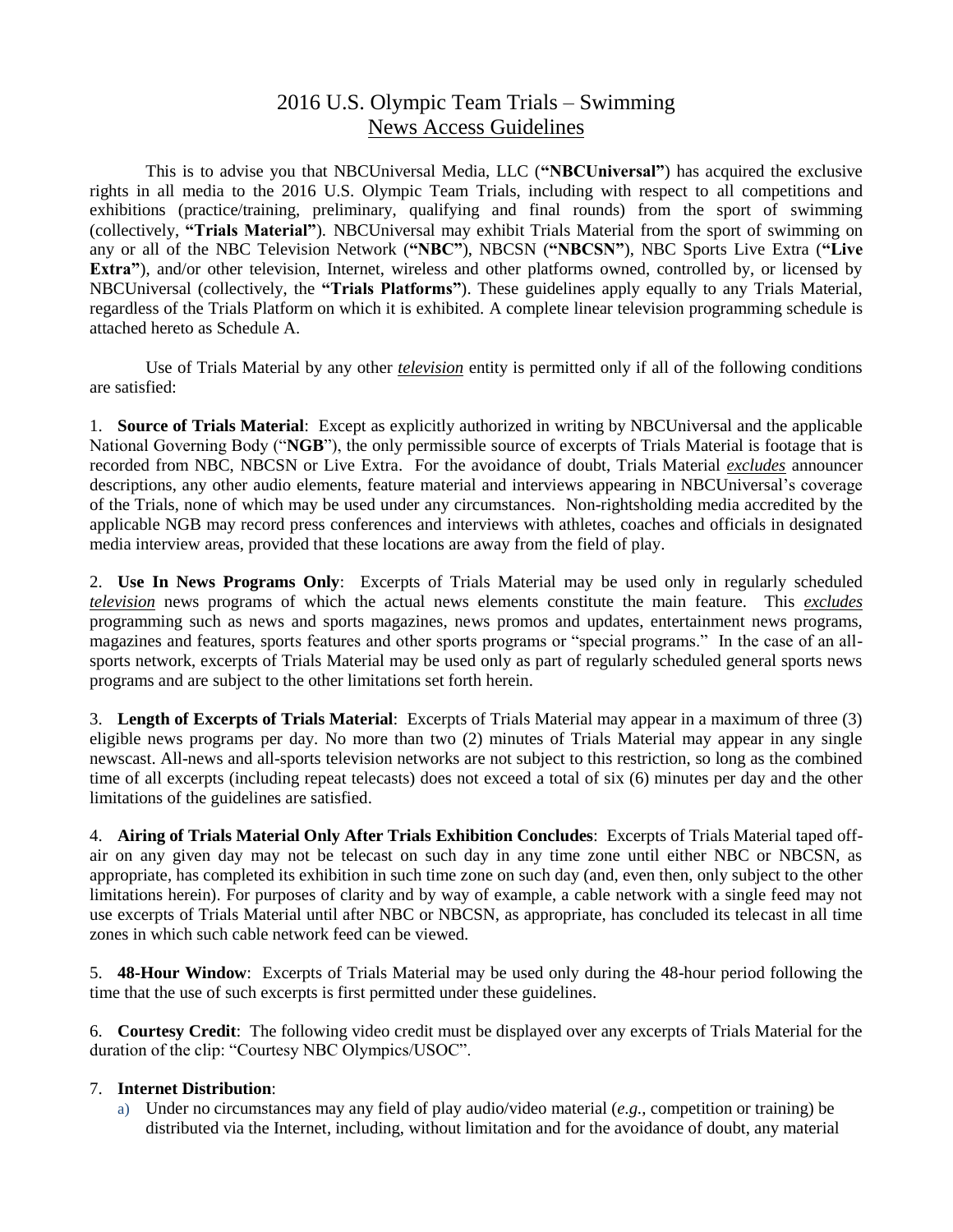# 2016 U.S. Olympic Team Trials – Swimming

## News Access Guidelines

This is to advise you that NBCUniversal Media, LLC (**"NBCUniversal"**) has acquired the exclusive rights in all media to the 2016 U.S. Olympic Team Trials, including with respect to all competitions and exhibitions (practice/training, preliminary, qualifying and final rounds) from the sport of swimming (collectively, **"Trials Material"**). NBCUniversal may exhibit Trials Material from the sport of swimming on any or all of the NBC Television Network (**"NBC"**), NBCSN (**"NBCSN"**), NBC Sports Live Extra (**"Live Extra"**), and/or other television, Internet, wireless and other platforms owned, controlled by, or licensed by NBCUniversal (collectively, the **"Trials Platforms"**). These guidelines apply equally to any Trials Material, regardless of the Trials Platform on which it is exhibited. A complete linear television programming schedule is attached hereto as Schedule A.

Use of Trials Material by any other ***television*** entity is permitted only if all of the following conditions are satisfied:

1. **Source of Trials Material**: Except as explicitly authorized in writing by NBCUniversal and the applicable National Governing Body ("**NGB**"), the only permissible source of excerpts of Trials Material is footage that is recorded from NBC, NBCSN or Live Extra. For the avoidance of doubt, Trials Material ***excludes*** announcer descriptions, any other audio elements, feature material and interviews appearing in NBCUniversal's coverage of the Trials, none of which may be used under any circumstances. Non-rightsholding media accredited by the applicable NGB may record press conferences and interviews with athletes, coaches and officials in designated media interview areas, provided that these locations are away from the field of play.

2. **Use In News Programs Only**: Excerpts of Trials Material may be used only in regularly scheduled ***television*** news programs of which the actual news elements constitute the main feature. This ***excludes*** programming such as news and sports magazines, news promos and updates, entertainment news programs, magazines and features, sports features and other sports programs or "special programs." In the case of an all-sports network, excerpts of Trials Material may be used only as part of regularly scheduled general sports news programs and are subject to the other limitations set forth herein.

3. **Length of Excerpts of Trials Material**: Excerpts of Trials Material may appear in a maximum of three (3) eligible news programs per day. No more than two (2) minutes of Trials Material may appear in any single newscast. All-news and all-sports television networks are not subject to this restriction, so long as the combined time of all excerpts (including repeat telecasts) does not exceed a total of six (6) minutes per day and the other limitations of the guidelines are satisfied.

4. **Airing of Trials Material Only After Trials Exhibition Concludes**: Excerpts of Trials Material taped off-air on any given day may not be telecast on such day in any time zone until either NBC or NBCSN, as appropriate, has completed its exhibition in such time zone on such day (and, even then, only subject to the other limitations herein). For purposes of clarity and by way of example, a cable network with a single feed may not use excerpts of Trials Material until after NBC or NBCSN, as appropriate, has concluded its telecast in all time zones in which such cable network feed can be viewed.

5. **48-Hour Window**: Excerpts of Trials Material may be used only during the 48-hour period following the time that the use of such excerpts is first permitted under these guidelines.

6. **Courtesy Credit**: The following video credit must be displayed over any excerpts of Trials Material for the duration of the clip: "Courtesy NBC Olympics/USOC".

7. **Internet Distribution**:
   a) Under no circumstances may any field of play audio/video material (*e.g.*, competition or training) be distributed via the Internet, including, without limitation and for the avoidance of doubt, any material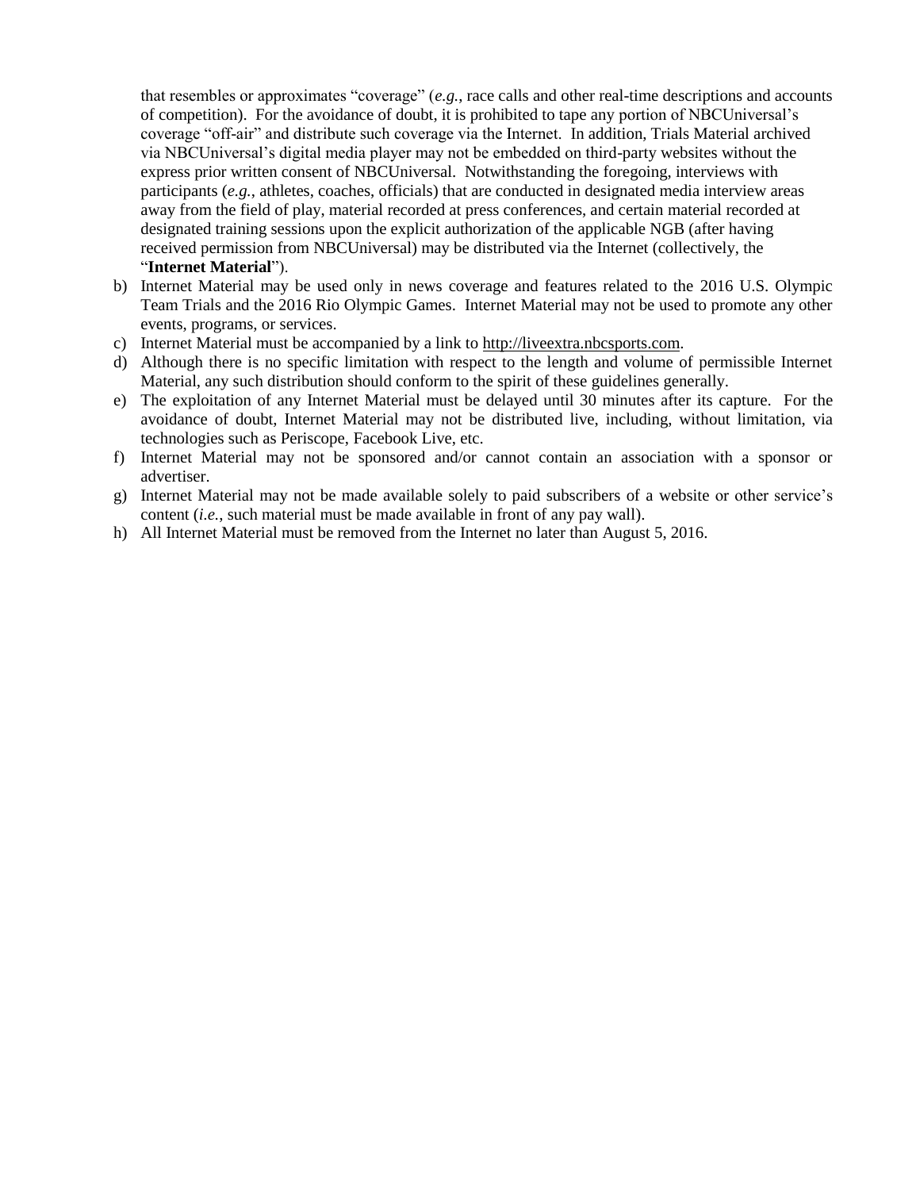that resembles or approximates "coverage" (*e.g.*, race calls and other real-time descriptions and accounts of competition). For the avoidance of doubt, it is prohibited to tape any portion of NBCUniversal's coverage "off-air" and distribute such coverage via the Internet. In addition, Trials Material archived via NBCUniversal's digital media player may not be embedded on third-party websites without the express prior written consent of NBCUniversal. Notwithstanding the foregoing, interviews with participants (*e.g.*, athletes, coaches, officials) that are conducted in designated media interview areas away from the field of play, material recorded at press conferences, and certain material recorded at designated training sessions upon the explicit authorization of the applicable NGB (after having received permission from NBCUniversal) may be distributed via the Internet (collectively, the "**Internet Material**").

b) Internet Material may be used only in news coverage and features related to the 2016 U.S. Olympic Team Trials and the 2016 Rio Olympic Games. Internet Material may not be used to promote any other events, programs, or services.
c) Internet Material must be accompanied by a link to http://liveextra.nbcsports.com.
d) Although there is no specific limitation with respect to the length and volume of permissible Internet Material, any such distribution should conform to the spirit of these guidelines generally.
e) The exploitation of any Internet Material must be delayed until 30 minutes after its capture. For the avoidance of doubt, Internet Material may not be distributed live, including, without limitation, via technologies such as Periscope, Facebook Live, etc.
f) Internet Material may not be sponsored and/or cannot contain an association with a sponsor or advertiser.
g) Internet Material may not be made available solely to paid subscribers of a website or other service's content (*i.e.*, such material must be made available in front of any pay wall).
h) All Internet Material must be removed from the Internet no later than August 5, 2016.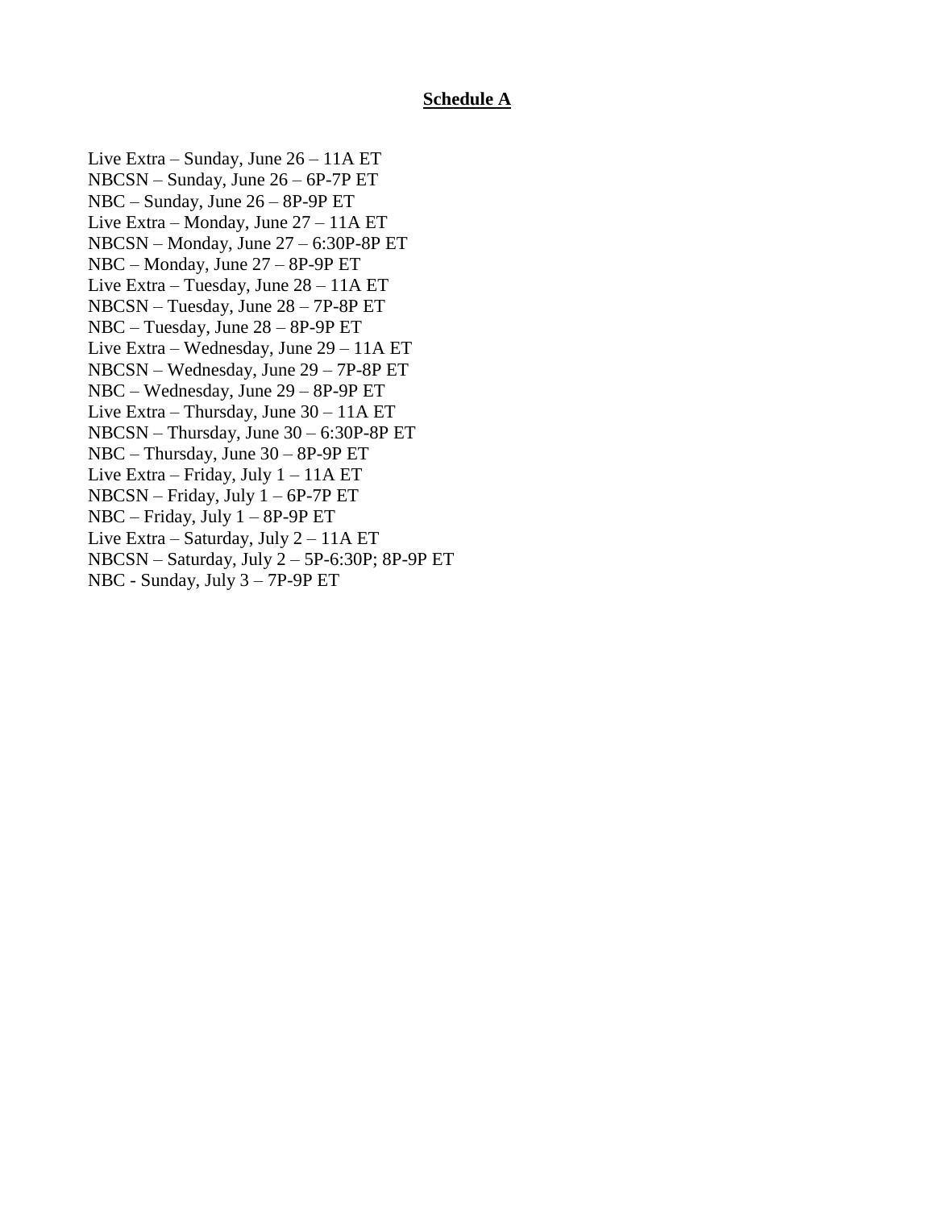**Schedule A**

Live Extra – Sunday, June 26 – 11A ET
NBCSN – Sunday, June 26 – 6P-7P ET
NBC – Sunday, June 26 – 8P-9P ET
Live Extra – Monday, June 27 – 11A ET
NBCSN – Monday, June 27 – 6:30P-8P ET
NBC – Monday, June 27 – 8P-9P ET
Live Extra – Tuesday, June 28 – 11A ET
NBCSN – Tuesday, June 28 – 7P-8P ET
NBC – Tuesday, June 28 – 8P-9P ET
Live Extra – Wednesday, June 29 – 11A ET
NBCSN – Wednesday, June 29 – 7P-8P ET
NBC – Wednesday, June 29 – 8P-9P ET
Live Extra – Thursday, June 30 – 11A ET
NBCSN – Thursday, June 30 – 6:30P-8P ET
NBC – Thursday, June 30 – 8P-9P ET
Live Extra – Friday, July 1 – 11A ET
NBCSN – Friday, July 1 – 6P-7P ET
NBC – Friday, July 1 – 8P-9P ET
Live Extra – Saturday, July 2 – 11A ET
NBCSN – Saturday, July 2 – 5P-6:30P; 8P-9P ET
NBC - Sunday, July 3 – 7P-9P ET